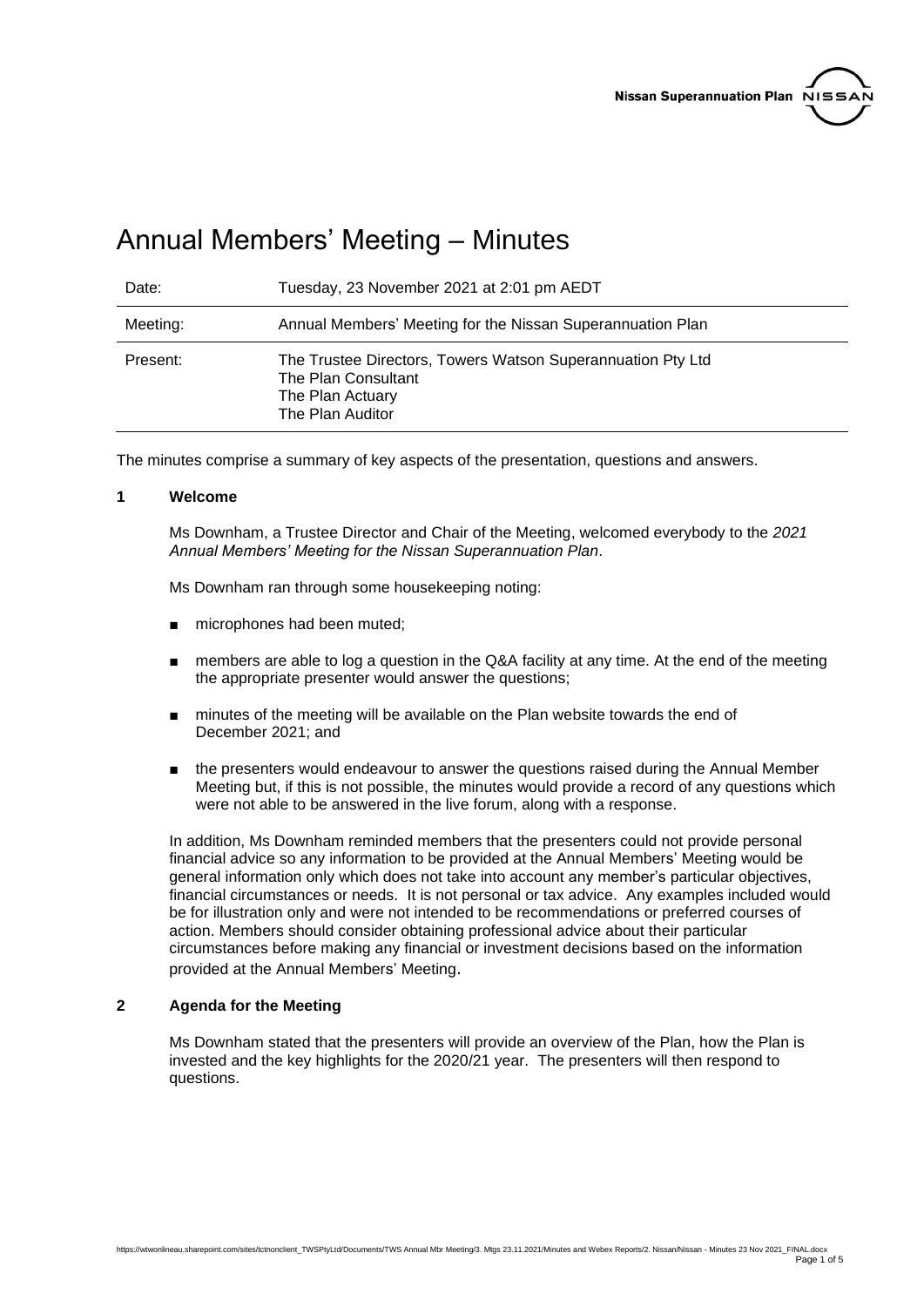# Annual Members' Meeting – Minutes

| Date: | Tuesday, 23 November 2021 at 2:01 pm AEDT |
|---|---|
| Meeting: | Annual Members' Meeting for the Nissan Superannuation Plan |
| Present: | The Trustee Directors, Towers Watson Superannuation Pty Ltd<br>The Plan Consultant<br>The Plan Actuary<br>The Plan Auditor |

The minutes comprise a summary of key aspects of the presentation, questions and answers.

## 1 Welcome

Ms Downham, a Trustee Director and Chair of the Meeting, welcomed everybody to the *2021 Annual Members' Meeting for the Nissan Superannuation Plan*.

Ms Downham ran through some housekeeping noting:

- microphones had been muted;
- members are able to log a question in the Q&A facility at any time. At the end of the meeting the appropriate presenter would answer the questions;
- minutes of the meeting will be available on the Plan website towards the end of December 2021; and
- the presenters would endeavour to answer the questions raised during the Annual Member Meeting but, if this is not possible, the minutes would provide a record of any questions which were not able to be answered in the live forum, along with a response.

In addition, Ms Downham reminded members that the presenters could not provide personal financial advice so any information to be provided at the Annual Members' Meeting would be general information only which does not take into account any member's particular objectives, financial circumstances or needs. It is not personal or tax advice. Any examples included would be for illustration only and were not intended to be recommendations or preferred courses of action. Members should consider obtaining professional advice about their particular circumstances before making any financial or investment decisions based on the information provided at the Annual Members' Meeting.

## 2 Agenda for the Meeting

Ms Downham stated that the presenters will provide an overview of the Plan, how the Plan is invested and the key highlights for the 2020/21 year. The presenters will then respond to questions.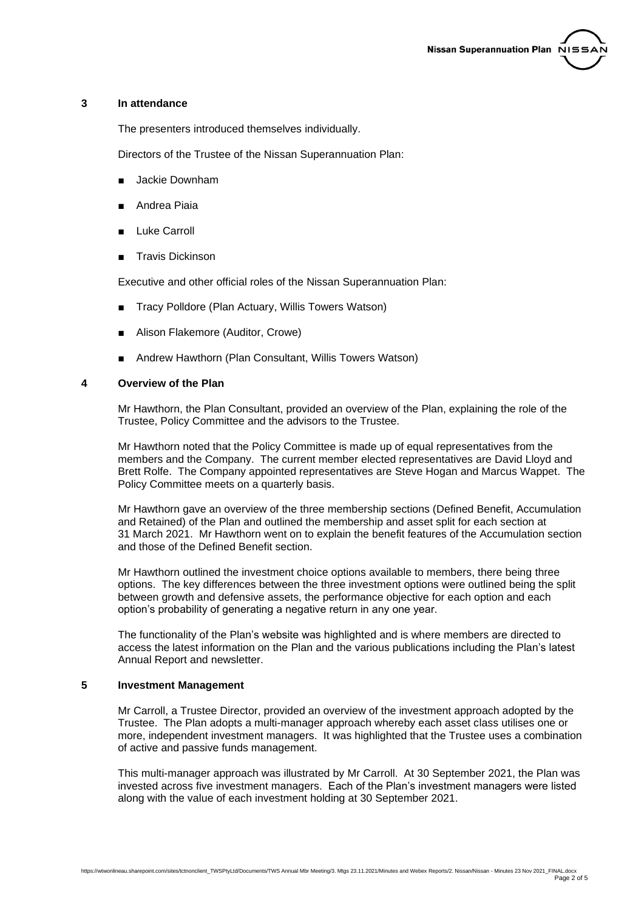## 3 In attendance

The presenters introduced themselves individually.

Directors of the Trustee of the Nissan Superannuation Plan:

- Jackie Downham
- Andrea Piaia
- Luke Carroll
- Travis Dickinson

Executive and other official roles of the Nissan Superannuation Plan:

- Tracy Polldore (Plan Actuary, Willis Towers Watson)
- Alison Flakemore (Auditor, Crowe)
- Andrew Hawthorn (Plan Consultant, Willis Towers Watson)

## 4 Overview of the Plan

Mr Hawthorn, the Plan Consultant, provided an overview of the Plan, explaining the role of the Trustee, Policy Committee and the advisors to the Trustee.

Mr Hawthorn noted that the Policy Committee is made up of equal representatives from the members and the Company. The current member elected representatives are David Lloyd and Brett Rolfe. The Company appointed representatives are Steve Hogan and Marcus Wappet. The Policy Committee meets on a quarterly basis.

Mr Hawthorn gave an overview of the three membership sections (Defined Benefit, Accumulation and Retained) of the Plan and outlined the membership and asset split for each section at 31 March 2021. Mr Hawthorn went on to explain the benefit features of the Accumulation section and those of the Defined Benefit section.

Mr Hawthorn outlined the investment choice options available to members, there being three options. The key differences between the three investment options were outlined being the split between growth and defensive assets, the performance objective for each option and each option's probability of generating a negative return in any one year.

The functionality of the Plan's website was highlighted and is where members are directed to access the latest information on the Plan and the various publications including the Plan's latest Annual Report and newsletter.

## 5 Investment Management

Mr Carroll, a Trustee Director, provided an overview of the investment approach adopted by the Trustee. The Plan adopts a multi-manager approach whereby each asset class utilises one or more, independent investment managers. It was highlighted that the Trustee uses a combination of active and passive funds management.

This multi-manager approach was illustrated by Mr Carroll. At 30 September 2021, the Plan was invested across five investment managers. Each of the Plan's investment managers were listed along with the value of each investment holding at 30 September 2021.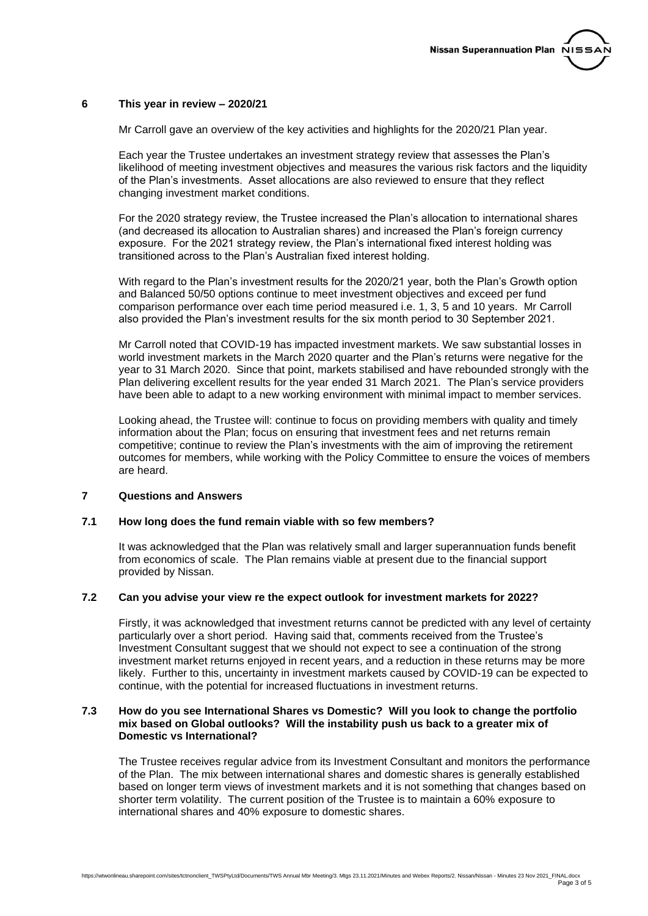## 6 This year in review – 2020/21

Mr Carroll gave an overview of the key activities and highlights for the 2020/21 Plan year.

Each year the Trustee undertakes an investment strategy review that assesses the Plan's likelihood of meeting investment objectives and measures the various risk factors and the liquidity of the Plan's investments. Asset allocations are also reviewed to ensure that they reflect changing investment market conditions.

For the 2020 strategy review, the Trustee increased the Plan's allocation to international shares (and decreased its allocation to Australian shares) and increased the Plan's foreign currency exposure. For the 2021 strategy review, the Plan's international fixed interest holding was transitioned across to the Plan's Australian fixed interest holding.

With regard to the Plan's investment results for the 2020/21 year, both the Plan's Growth option and Balanced 50/50 options continue to meet investment objectives and exceed per fund comparison performance over each time period measured i.e. 1, 3, 5 and 10 years. Mr Carroll also provided the Plan's investment results for the six month period to 30 September 2021.

Mr Carroll noted that COVID-19 has impacted investment markets. We saw substantial losses in world investment markets in the March 2020 quarter and the Plan's returns were negative for the year to 31 March 2020. Since that point, markets stabilised and have rebounded strongly with the Plan delivering excellent results for the year ended 31 March 2021. The Plan's service providers have been able to adapt to a new working environment with minimal impact to member services.

Looking ahead, the Trustee will: continue to focus on providing members with quality and timely information about the Plan; focus on ensuring that investment fees and net returns remain competitive; continue to review the Plan's investments with the aim of improving the retirement outcomes for members, while working with the Policy Committee to ensure the voices of members are heard.

## 7 Questions and Answers

### 7.1 How long does the fund remain viable with so few members?

It was acknowledged that the Plan was relatively small and larger superannuation funds benefit from economics of scale. The Plan remains viable at present due to the financial support provided by Nissan.

### 7.2 Can you advise your view re the expect outlook for investment markets for 2022?

Firstly, it was acknowledged that investment returns cannot be predicted with any level of certainty particularly over a short period. Having said that, comments received from the Trustee's Investment Consultant suggest that we should not expect to see a continuation of the strong investment market returns enjoyed in recent years, and a reduction in these returns may be more likely. Further to this, uncertainty in investment markets caused by COVID-19 can be expected to continue, with the potential for increased fluctuations in investment returns.

### 7.3 How do you see International Shares vs Domestic? Will you look to change the portfolio mix based on Global outlooks? Will the instability push us back to a greater mix of Domestic vs International?

The Trustee receives regular advice from its Investment Consultant and monitors the performance of the Plan. The mix between international shares and domestic shares is generally established based on longer term views of investment markets and it is not something that changes based on shorter term volatility. The current position of the Trustee is to maintain a 60% exposure to international shares and 40% exposure to domestic shares.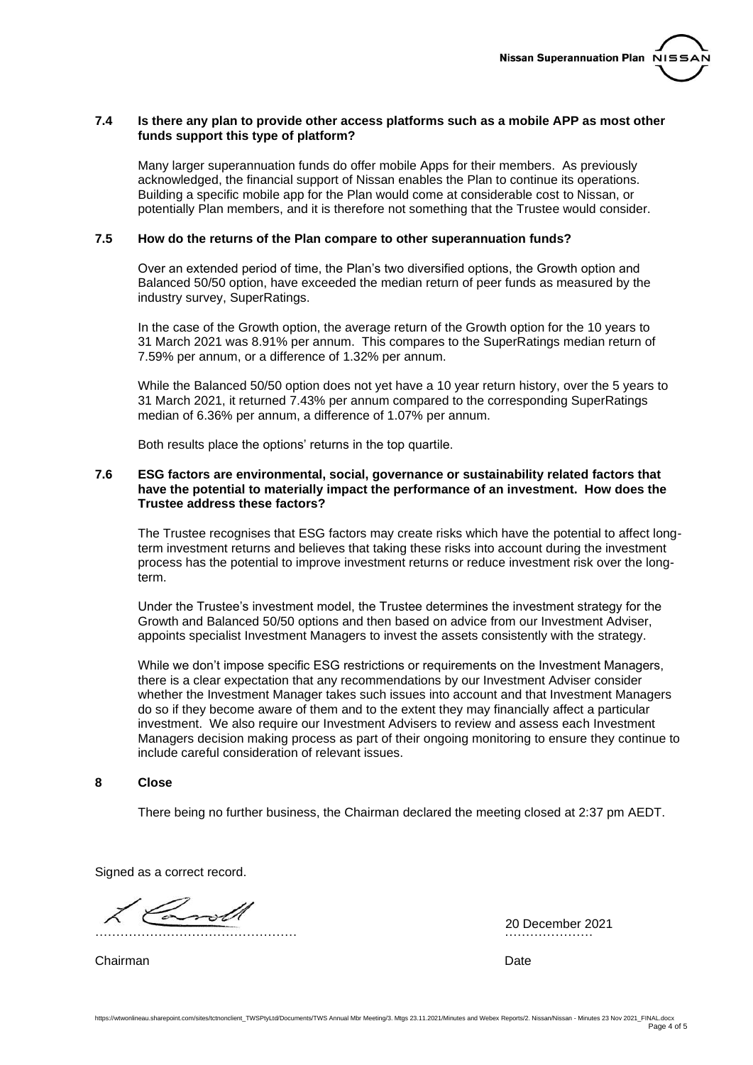### 7.4 Is there any plan to provide other access platforms such as a mobile APP as most other funds support this type of platform?

Many larger superannuation funds do offer mobile Apps for their members. As previously acknowledged, the financial support of Nissan enables the Plan to continue its operations. Building a specific mobile app for the Plan would come at considerable cost to Nissan, or potentially Plan members, and it is therefore not something that the Trustee would consider.

### 7.5 How do the returns of the Plan compare to other superannuation funds?

Over an extended period of time, the Plan's two diversified options, the Growth option and Balanced 50/50 option, have exceeded the median return of peer funds as measured by the industry survey, SuperRatings.

In the case of the Growth option, the average return of the Growth option for the 10 years to 31 March 2021 was 8.91% per annum. This compares to the SuperRatings median return of 7.59% per annum, or a difference of 1.32% per annum.

While the Balanced 50/50 option does not yet have a 10 year return history, over the 5 years to 31 March 2021, it returned 7.43% per annum compared to the corresponding SuperRatings median of 6.36% per annum, a difference of 1.07% per annum.

Both results place the options' returns in the top quartile.

### 7.6 ESG factors are environmental, social, governance or sustainability related factors that have the potential to materially impact the performance of an investment. How does the Trustee address these factors?

The Trustee recognises that ESG factors may create risks which have the potential to affect long-term investment returns and believes that taking these risks into account during the investment process has the potential to improve investment returns or reduce investment risk over the long-term.

Under the Trustee's investment model, the Trustee determines the investment strategy for the Growth and Balanced 50/50 options and then based on advice from our Investment Adviser, appoints specialist Investment Managers to invest the assets consistently with the strategy.

While we don't impose specific ESG restrictions or requirements on the Investment Managers, there is a clear expectation that any recommendations by our Investment Adviser consider whether the Investment Manager takes such issues into account and that Investment Managers do so if they become aware of them and to the extent they may financially affect a particular investment. We also require our Investment Advisers to review and assess each Investment Managers decision making process as part of their ongoing monitoring to ensure they continue to include careful consideration of relevant issues.

## 8 Close

There being no further business, the Chairman declared the meeting closed at 2:37 pm AEDT.

Signed as a correct record.

………………………………………… 20 December 2021

Chairman Date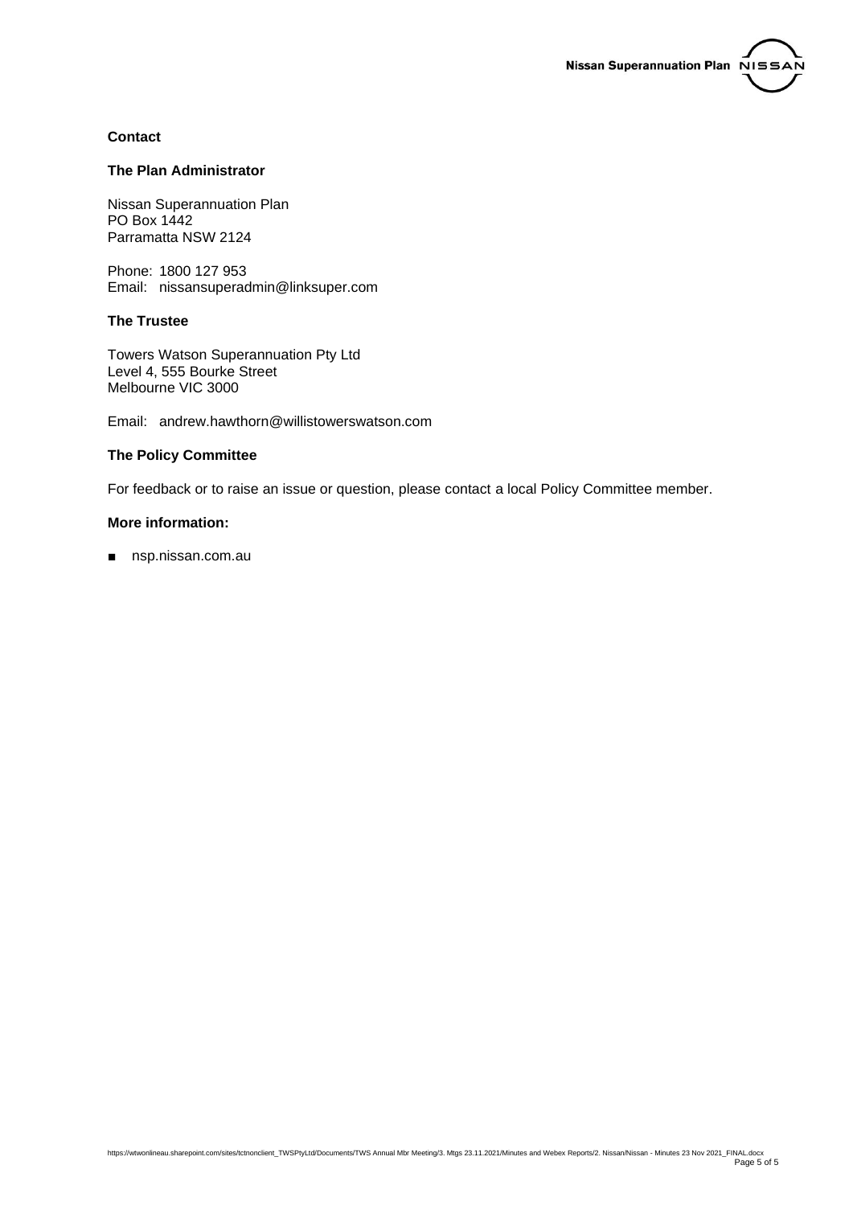## Contact

### The Plan Administrator

Nissan Superannuation Plan
PO Box 1442
Parramatta NSW 2124

Phone: 1800 127 953
Email: nissansuperadmin@linksuper.com

### The Trustee

Towers Watson Superannuation Pty Ltd
Level 4, 555 Bourke Street
Melbourne VIC 3000

Email: andrew.hawthorn@willistowerswatson.com

### The Policy Committee

For feedback or to raise an issue or question, please contact a local Policy Committee member.

### More information:

- nsp.nissan.com.au